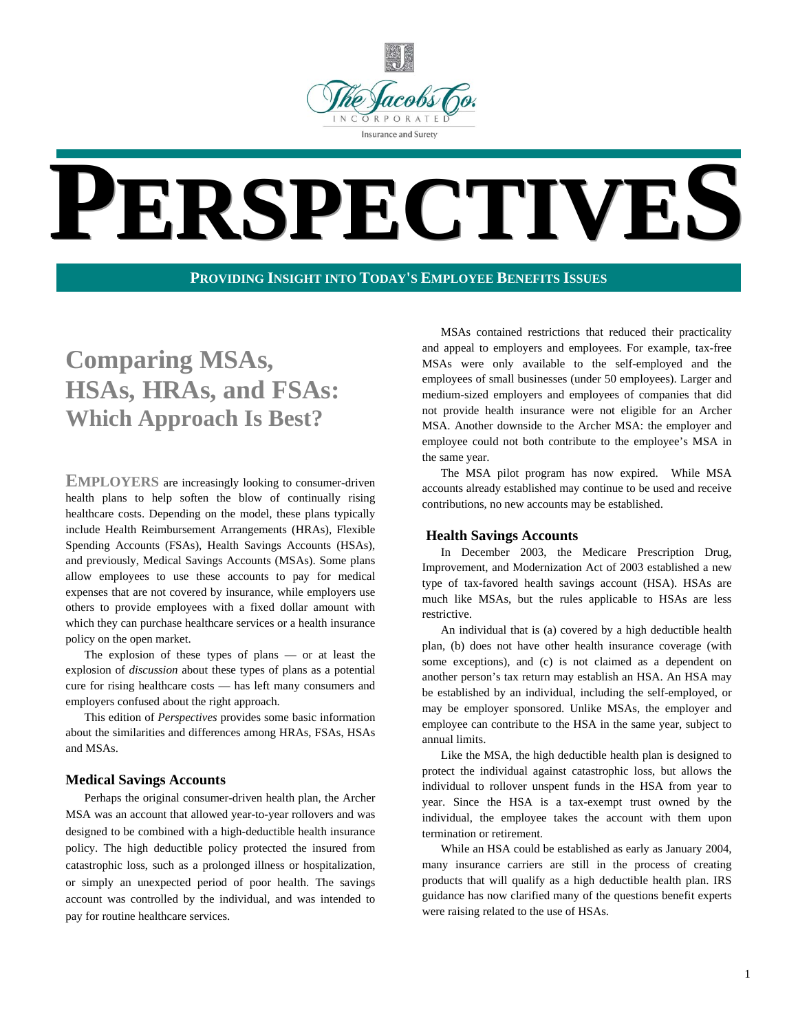The Jacobs Co.
INCORPORATED
Insurance and Surety

# PERSPECTIVES

**PROVIDING INSIGHT INTO TODAY'S EMPLOYEE BENEFITS ISSUES**

## Comparing MSAs, HSAs, HRAs, and FSAs: Which Approach Is Best?

**EMPLOYERS** are increasingly looking to consumer-driven health plans to help soften the blow of continually rising healthcare costs. Depending on the model, these plans typically include Health Reimbursement Arrangements (HRAs), Flexible Spending Accounts (FSAs), Health Savings Accounts (HSAs), and previously, Medical Savings Accounts (MSAs). Some plans allow employees to use these accounts to pay for medical expenses that are not covered by insurance, while employers use others to provide employees with a fixed dollar amount with which they can purchase healthcare services or a health insurance policy on the open market.

The explosion of these types of plans — or at least the explosion of *discussion* about these types of plans as a potential cure for rising healthcare costs — has left many consumers and employers confused about the right approach.

This edition of *Perspectives* provides some basic information about the similarities and differences among HRAs, FSAs, HSAs and MSAs.

### Medical Savings Accounts

Perhaps the original consumer-driven health plan, the Archer MSA was an account that allowed year-to-year rollovers and was designed to be combined with a high-deductible health insurance policy. The high deductible policy protected the insured from catastrophic loss, such as a prolonged illness or hospitalization, or simply an unexpected period of poor health. The savings account was controlled by the individual, and was intended to pay for routine healthcare services.

MSAs contained restrictions that reduced their practicality and appeal to employers and employees. For example, tax-free MSAs were only available to the self-employed and the employees of small businesses (under 50 employees). Larger and medium-sized employers and employees of companies that did not provide health insurance were not eligible for an Archer MSA. Another downside to the Archer MSA: the employer and employee could not both contribute to the employee's MSA in the same year.

The MSA pilot program has now expired. While MSA accounts already established may continue to be used and receive contributions, no new accounts may be established.

### Health Savings Accounts

In December 2003, the Medicare Prescription Drug, Improvement, and Modernization Act of 2003 established a new type of tax-favored health savings account (HSA). HSAs are much like MSAs, but the rules applicable to HSAs are less restrictive.

An individual that is (a) covered by a high deductible health plan, (b) does not have other health insurance coverage (with some exceptions), and (c) is not claimed as a dependent on another person's tax return may establish an HSA. An HSA may be established by an individual, including the self-employed, or may be employer sponsored. Unlike MSAs, the employer and employee can contribute to the HSA in the same year, subject to annual limits.

Like the MSA, the high deductible health plan is designed to protect the individual against catastrophic loss, but allows the individual to rollover unspent funds in the HSA from year to year. Since the HSA is a tax-exempt trust owned by the individual, the employee takes the account with them upon termination or retirement.

While an HSA could be established as early as January 2004, many insurance carriers are still in the process of creating products that will qualify as a high deductible health plan. IRS guidance has now clarified many of the questions benefit experts were raising related to the use of HSAs.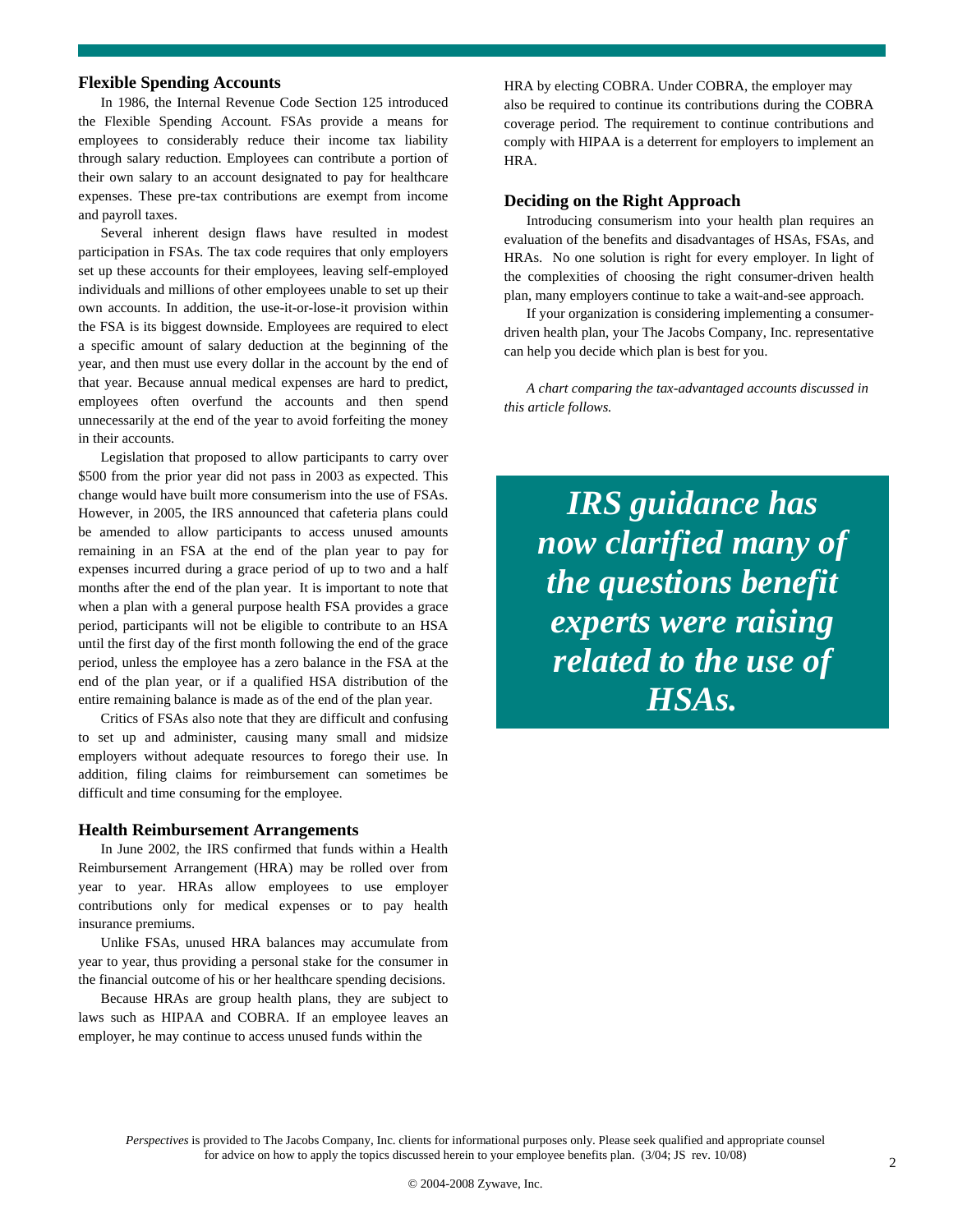## Flexible Spending Accounts

In 1986, the Internal Revenue Code Section 125 introduced the Flexible Spending Account. FSAs provide a means for employees to considerably reduce their income tax liability through salary reduction. Employees can contribute a portion of their own salary to an account designated to pay for healthcare expenses. These pre-tax contributions are exempt from income and payroll taxes.

Several inherent design flaws have resulted in modest participation in FSAs. The tax code requires that only employers set up these accounts for their employees, leaving self-employed individuals and millions of other employees unable to set up their own accounts. In addition, the use-it-or-lose-it provision within the FSA is its biggest downside. Employees are required to elect a specific amount of salary deduction at the beginning of the year, and then must use every dollar in the account by the end of that year. Because annual medical expenses are hard to predict, employees often overfund the accounts and then spend unnecessarily at the end of the year to avoid forfeiting the money in their accounts.

Legislation that proposed to allow participants to carry over $500 from the prior year did not pass in 2003 as expected. This change would have built more consumerism into the use of FSAs. However, in 2005, the IRS announced that cafeteria plans could be amended to allow participants to access unused amounts remaining in an FSA at the end of the plan year to pay for expenses incurred during a grace period of up to two and a half months after the end of the plan year. It is important to note that when a plan with a general purpose health FSA provides a grace period, participants will not be eligible to contribute to an HSA until the first day of the first month following the end of the grace period, unless the employee has a zero balance in the FSA at the end of the plan year, or if a qualified HSA distribution of the entire remaining balance is made as of the end of the plan year.

Critics of FSAs also note that they are difficult and confusing to set up and administer, causing many small and midsize employers without adequate resources to forego their use. In addition, filing claims for reimbursement can sometimes be difficult and time consuming for the employee.

## Health Reimbursement Arrangements

In June 2002, the IRS confirmed that funds within a Health Reimbursement Arrangement (HRA) may be rolled over from year to year. HRAs allow employees to use employer contributions only for medical expenses or to pay health insurance premiums.

Unlike FSAs, unused HRA balances may accumulate from year to year, thus providing a personal stake for the consumer in the financial outcome of his or her healthcare spending decisions.

Because HRAs are group health plans, they are subject to laws such as HIPAA and COBRA. If an employee leaves an employer, he may continue to access unused funds within the HRA by electing COBRA. Under COBRA, the employer may also be required to continue its contributions during the COBRA coverage period. The requirement to continue contributions and comply with HIPAA is a deterrent for employers to implement an HRA.

## Deciding on the Right Approach

Introducing consumerism into your health plan requires an evaluation of the benefits and disadvantages of HSAs, FSAs, and HRAs. No one solution is right for every employer. In light of the complexities of choosing the right consumer-driven health plan, many employers continue to take a wait-and-see approach.

If your organization is considering implementing a consumer-driven health plan, your The Jacobs Company, Inc. representative can help you decide which plan is best for you.

*A chart comparing the tax-advantaged accounts discussed in this article follows.*

***IRS guidance has now clarified many of the questions benefit experts were raising related to the use of HSAs.***

*Perspectives* is provided to The Jacobs Company, Inc. clients for informational purposes only. Please seek qualified and appropriate counsel for advice on how to apply the topics discussed herein to your employee benefits plan. (3/04; JS rev. 10/08)

© 2004-2008 Zywave, Inc.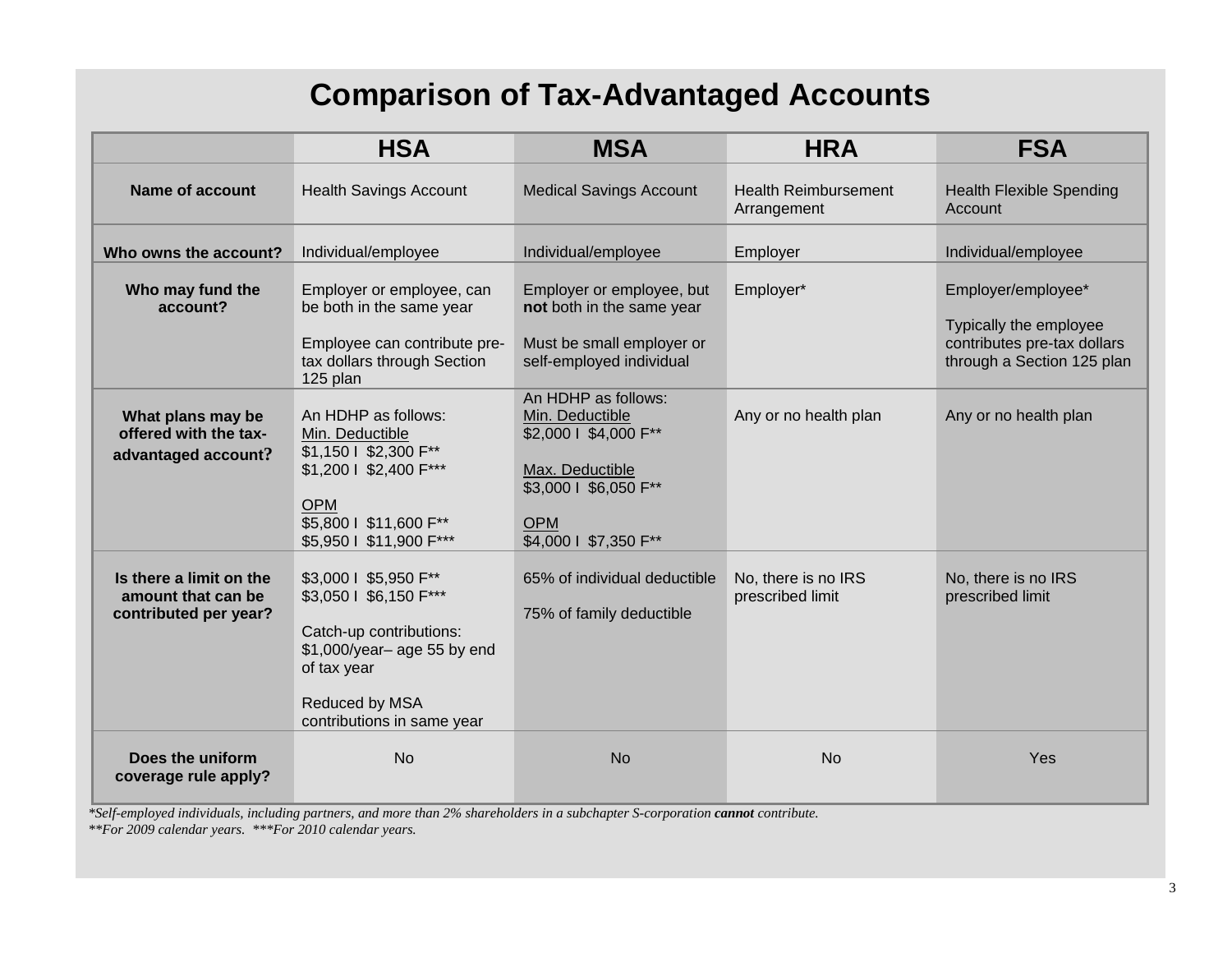# Comparison of Tax-Advantaged Accounts

| | HSA | MSA | HRA | FSA |
|---|---|---|---|---|
| **Name of account** | Health Savings Account | Medical Savings Account | Health Reimbursement Arrangement | Health Flexible Spending Account |
| **Who owns the account?** | Individual/employee | Individual/employee | Employer | Individual/employee |
| **Who may fund the account?** | Employer or employee, can be both in the same year<br><br>Employee can contribute pre-tax dollars through Section 125 plan | Employer or employee, but **not** both in the same year<br><br>Must be small employer or self-employed individual | Employer* | Employer/employee*<br><br>Typically the employee contributes pre-tax dollars through a Section 125 plan |
| **What plans may be offered with the tax-advantaged account?** | An HDHP as follows:<br>Min. Deductible<br>$1,150 I $2,300 F**<br>$1,200 I $2,400 F***<br><br>OPM<br>$5,800 I $11,600 F**<br>$5,950 I $11,900 F*** | An HDHP as follows:<br>Min. Deductible<br>$2,000 I $4,000 F**<br><br>Max. Deductible<br>$3,000 I $6,050 F**<br><br>OPM<br>$4,000 I $7,350 F** | Any or no health plan | Any or no health plan |
| **Is there a limit on the amount that can be contributed per year?** | $3,000 I $5,950 F**<br>$3,050 I $6,150 F***<br><br>Catch-up contributions: $1,000/year– age 55 by end of tax year<br><br>Reduced by MSA contributions in same year | 65% of individual deductible<br><br>75% of family deductible | No, there is no IRS prescribed limit | No, there is no IRS prescribed limit |
| **Does the uniform coverage rule apply?** | No | No | No | Yes |

*\*Self-employed individuals, including partners, and more than 2% shareholders in a subchapter S-corporation **cannot** contribute.*

*\*\*For 2009 calendar years. \*\*\*For 2010 calendar years.*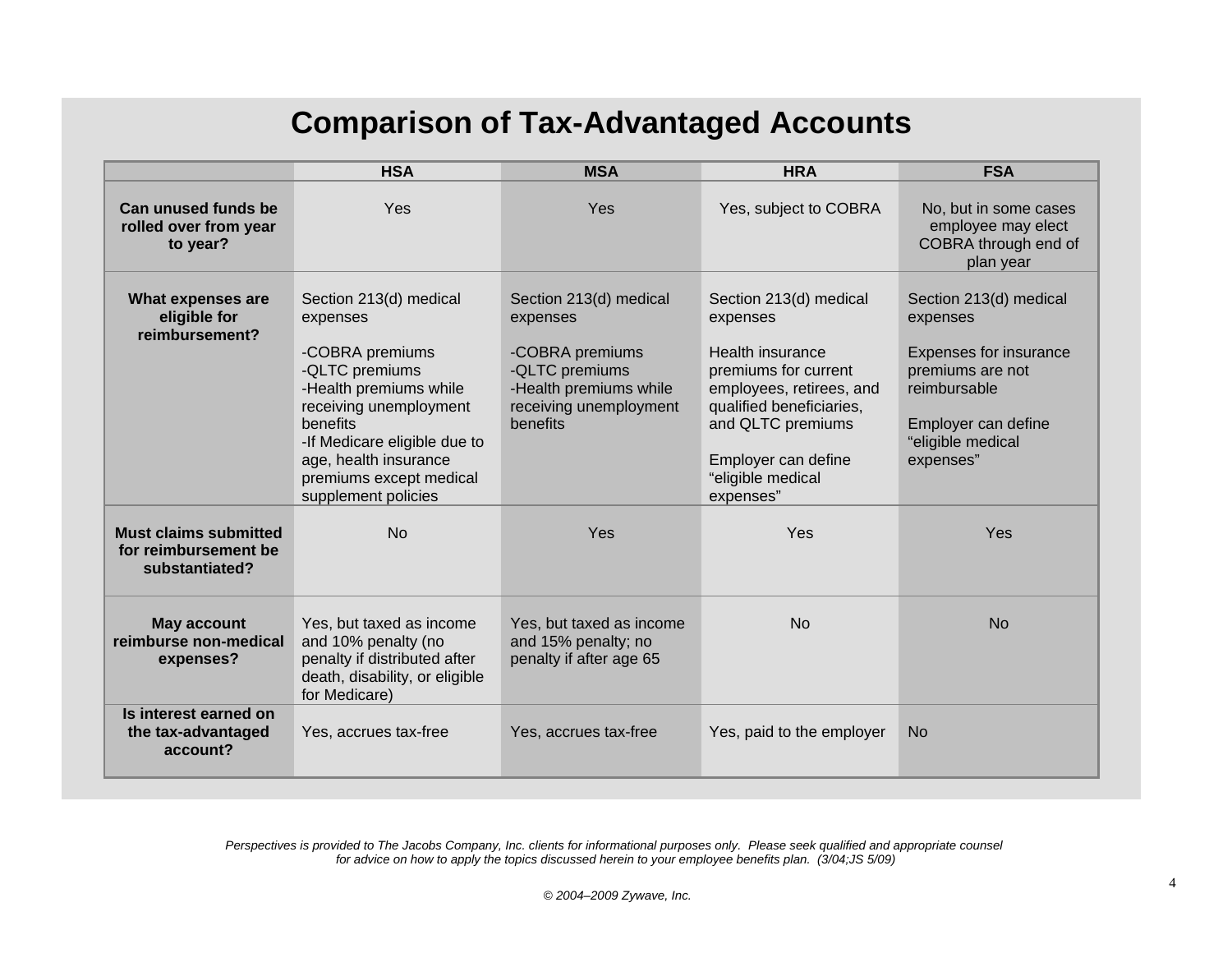# Comparison of Tax-Advantaged Accounts

| | HSA | MSA | HRA | FSA |
|---|---|---|---|---|
| **Can unused funds be rolled over from year to year?** | Yes | Yes | Yes, subject to COBRA | No, but in some cases employee may elect COBRA through end of plan year |
| **What expenses are eligible for reimbursement?** | Section 213(d) medical expenses<br><br>-COBRA premiums<br>-QLTC premiums<br>-Health premiums while receiving unemployment benefits<br>-If Medicare eligible due to age, health insurance premiums except medical supplement policies | Section 213(d) medical expenses<br><br>-COBRA premiums<br>-QLTC premiums<br>-Health premiums while receiving unemployment benefits | Section 213(d) medical expenses<br><br>Health insurance premiums for current employees, retirees, and qualified beneficiaries, and QLTC premiums<br><br>Employer can define "eligible medical expenses" | Section 213(d) medical expenses<br><br>Expenses for insurance premiums are not reimbursable<br><br>Employer can define "eligible medical expenses" |
| **Must claims submitted for reimbursement be substantiated?** | No | Yes | Yes | Yes |
| **May account reimburse non-medical expenses?** | Yes, but taxed as income and 10% penalty (no penalty if distributed after death, disability, or eligible for Medicare) | Yes, but taxed as income and 15% penalty; no penalty if after age 65 | No | No |
| **Is interest earned on the tax-advantaged account?** | Yes, accrues tax-free | Yes, accrues tax-free | Yes, paid to the employer | No |

*Perspectives is provided to The Jacobs Company, Inc. clients for informational purposes only. Please seek qualified and appropriate counsel for advice on how to apply the topics discussed herein to your employee benefits plan. (3/04;JS 5/09)*

*© 2004–2009 Zywave, Inc.*